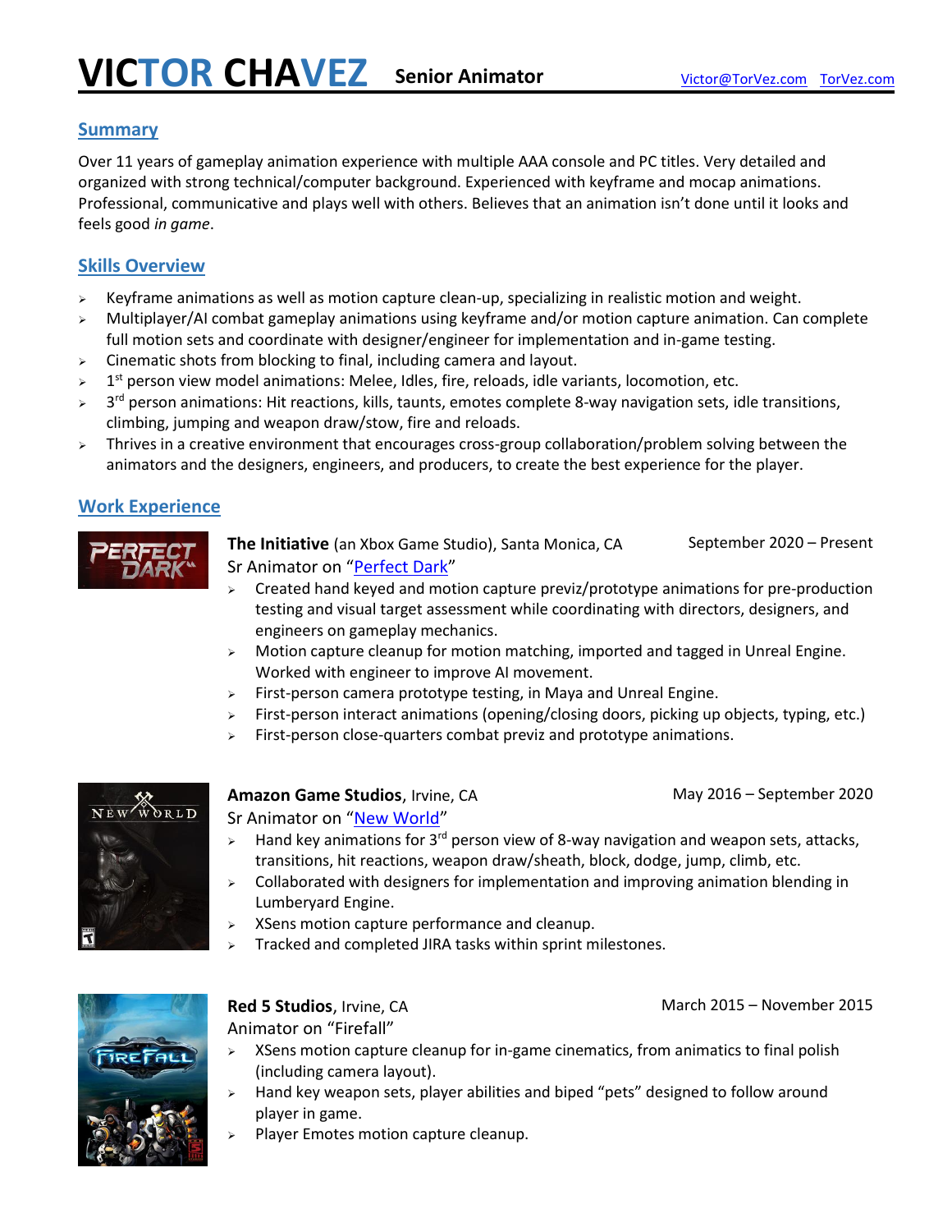# VICTOR CHAVEZ **Senior Animator**

Victor@TorVez.com TorVez.com

## Summary

Over 11 years of gameplay animation experience with multiple AAA console and PC titles. Very detailed and organized with strong technical/computer background. Experienced with keyframe and mocap animations. Professional, communicative and plays well with others. Believes that an animation isn't done until it looks and feels good *in game*.

## Skills Overview

- Keyframe animations as well as motion capture clean-up, specializing in realistic motion and weight.
- Multiplayer/AI combat gameplay animations using keyframe and/or motion capture animation. Can complete full motion sets and coordinate with designer/engineer for implementation and in-game testing.
- Cinematic shots from blocking to final, including camera and layout.
- 1st person view model animations: Melee, Idles, fire, reloads, idle variants, locomotion, etc.
- 3rd person animations: Hit reactions, kills, taunts, emotes complete 8-way navigation sets, idle transitions, climbing, jumping and weapon draw/stow, fire and reloads.
- Thrives in a creative environment that encourages cross-group collaboration/problem solving between the animators and the designers, engineers, and producers, to create the best experience for the player.

## Work Experience

**The Initiative** (an Xbox Game Studio), Santa Monica, CA — September 2020 – Present
Sr Animator on "Perfect Dark"

- Created hand keyed and motion capture previz/prototype animations for pre-production testing and visual target assessment while coordinating with directors, designers, and engineers on gameplay mechanics.
- Motion capture cleanup for motion matching, imported and tagged in Unreal Engine. Worked with engineer to improve AI movement.
- First-person camera prototype testing, in Maya and Unreal Engine.
- First-person interact animations (opening/closing doors, picking up objects, typing, etc.)
- First-person close-quarters combat previz and prototype animations.

**Amazon Game Studios**, Irvine, CA — May 2016 – September 2020
Sr Animator on "New World"

- Hand key animations for 3rd person view of 8-way navigation and weapon sets, attacks, transitions, hit reactions, weapon draw/sheath, block, dodge, jump, climb, etc.
- Collaborated with designers for implementation and improving animation blending in Lumberyard Engine.
- XSens motion capture performance and cleanup.
- Tracked and completed JIRA tasks within sprint milestones.

**Red 5 Studios**, Irvine, CA — March 2015 – November 2015
Animator on "Firefall"

- XSens motion capture cleanup for in-game cinematics, from animatics to final polish (including camera layout).
- Hand key weapon sets, player abilities and biped "pets" designed to follow around player in game.
- Player Emotes motion capture cleanup.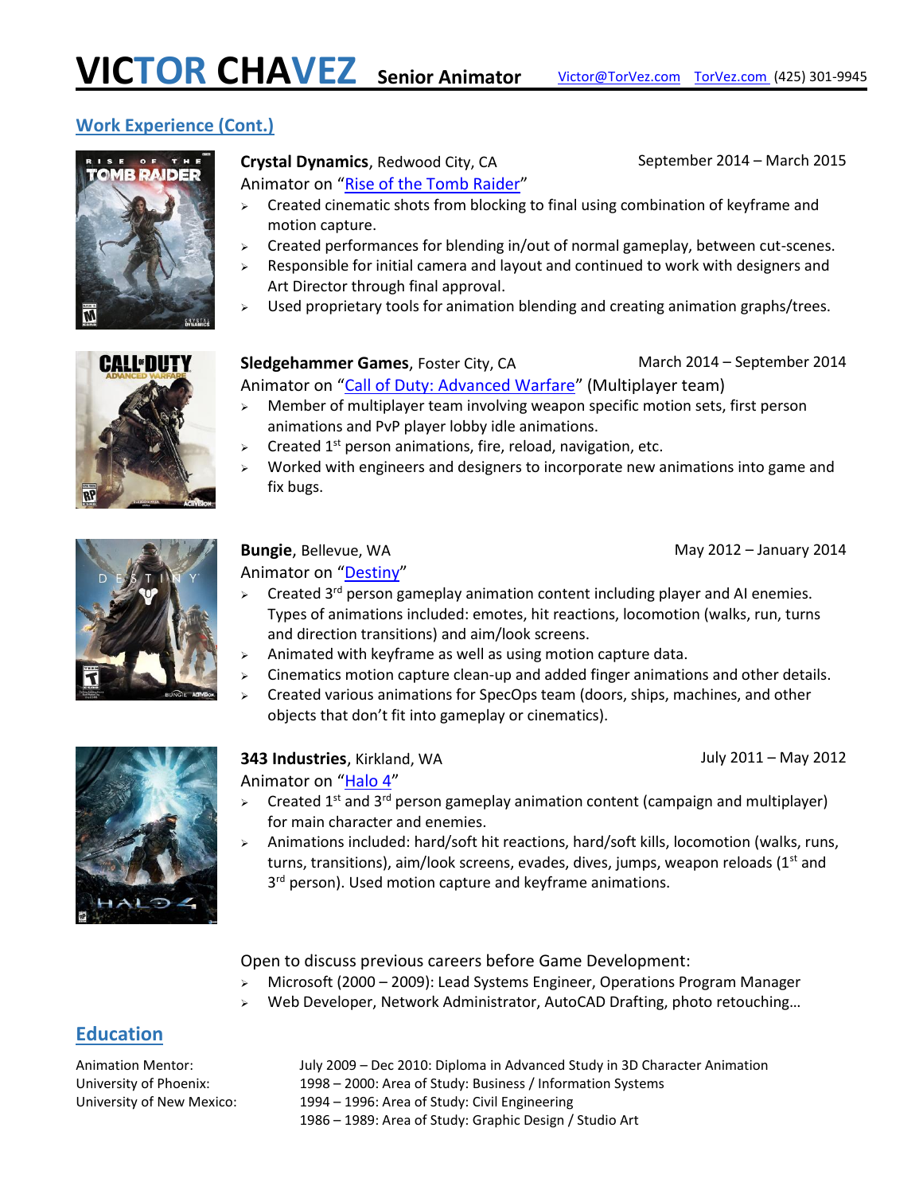# VICTOR CHAVEZ Senior Animator

Victor@TorVez.com TorVez.com (425) 301-9945

## Work Experience (Cont.)

**Crystal Dynamics**, Redwood City, CA — September 2014 – March 2015

Animator on "Rise of the Tomb Raider"

- Created cinematic shots from blocking to final using combination of keyframe and motion capture.
- Created performances for blending in/out of normal gameplay, between cut-scenes.
- Responsible for initial camera and layout and continued to work with designers and Art Director through final approval.
- Used proprietary tools for animation blending and creating animation graphs/trees.

**Sledgehammer Games**, Foster City, CA — March 2014 – September 2014

Animator on "Call of Duty: Advanced Warfare" (Multiplayer team)

- Member of multiplayer team involving weapon specific motion sets, first person animations and PvP player lobby idle animations.
- Created 1st person animations, fire, reload, navigation, etc.
- Worked with engineers and designers to incorporate new animations into game and fix bugs.

**Bungie**, Bellevue, WA — May 2012 – January 2014

Animator on "Destiny"

- Created 3rd person gameplay animation content including player and AI enemies. Types of animations included: emotes, hit reactions, locomotion (walks, run, turns and direction transitions) and aim/look screens.
- Animated with keyframe as well as using motion capture data.
- Cinematics motion capture clean-up and added finger animations and other details.
- Created various animations for SpecOps team (doors, ships, machines, and other objects that don't fit into gameplay or cinematics).

**343 Industries**, Kirkland, WA — July 2011 – May 2012

Animator on "Halo 4"

- Created 1st and 3rd person gameplay animation content (campaign and multiplayer) for main character and enemies.
- Animations included: hard/soft hit reactions, hard/soft kills, locomotion (walks, runs, turns, transitions), aim/look screens, evades, dives, jumps, weapon reloads (1st and 3rd person). Used motion capture and keyframe animations.

Open to discuss previous careers before Game Development:

- Microsoft (2000 – 2009): Lead Systems Engineer, Operations Program Manager
- Web Developer, Network Administrator, AutoCAD Drafting, photo retouching…

## Education

| | |
|---|---|
| Animation Mentor: | July 2009 – Dec 2010: Diploma in Advanced Study in 3D Character Animation |
| University of Phoenix: | 1998 – 2000: Area of Study: Business / Information Systems |
| University of New Mexico: | 1994 – 1996: Area of Study: Civil Engineering |
| | 1986 – 1989: Area of Study: Graphic Design / Studio Art |